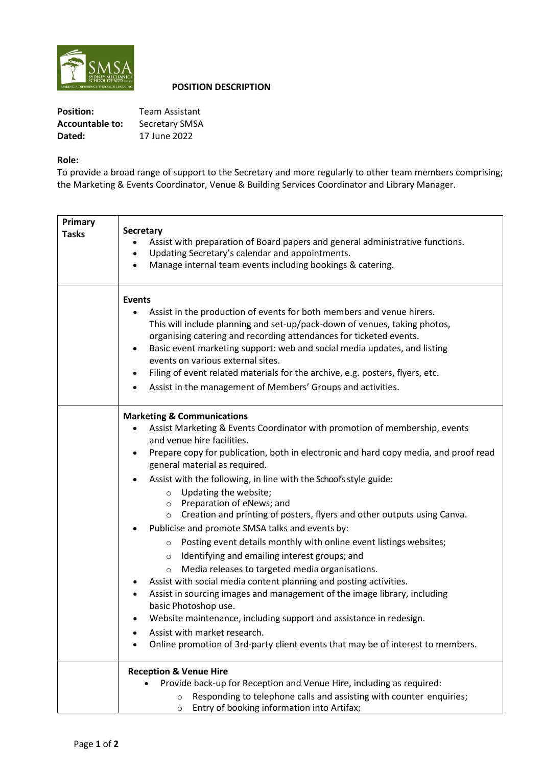# POSITION DESCRIPTION

**Position:** Team Assistant
**Accountable to:** Secretary SMSA
**Dated:** 17 June 2022

**Role:**
To provide a broad range of support to the Secretary and more regularly to other team members comprising; the Marketing & Events Coordinator, Venue & Building Services Coordinator and Library Manager.

| | |
|---|---|
| **Primary Tasks** | **Secretary**<br>• Assist with preparation of Board papers and general administrative functions.<br>• Updating Secretary's calendar and appointments.<br>• Manage internal team events including bookings & catering. |
| | **Events**<br>• Assist in the production of events for both members and venue hirers. This will include planning and set-up/pack-down of venues, taking photos, organising catering and recording attendances for ticketed events.<br>• Basic event marketing support: web and social media updates, and listing events on various external sites.<br>• Filing of event related materials for the archive, e.g. posters, flyers, etc.<br>• Assist in the management of Members' Groups and activities. |
| | **Marketing & Communications**<br>• Assist Marketing & Events Coordinator with promotion of membership, events and venue hire facilities.<br>• Prepare copy for publication, both in electronic and hard copy media, and proof read general material as required.<br>• Assist with the following, in line with the School's style guide:<br>  ○ Updating the website;<br>  ○ Preparation of eNews; and<br>  ○ Creation and printing of posters, flyers and other outputs using Canva.<br>• Publicise and promote SMSA talks and events by:<br>  ○ Posting event details monthly with online event listings websites;<br>  ○ Identifying and emailing interest groups; and<br>  ○ Media releases to targeted media organisations.<br>• Assist with social media content planning and posting activities.<br>• Assist in sourcing images and management of the image library, including basic Photoshop use.<br>• Website maintenance, including support and assistance in redesign.<br>• Assist with market research.<br>• Online promotion of 3rd-party client events that may be of interest to members. |
| | **Reception & Venue Hire**<br>• Provide back-up for Reception and Venue Hire, including as required:<br>  ○ Responding to telephone calls and assisting with counter enquiries;<br>  ○ Entry of booking information into Artifax; |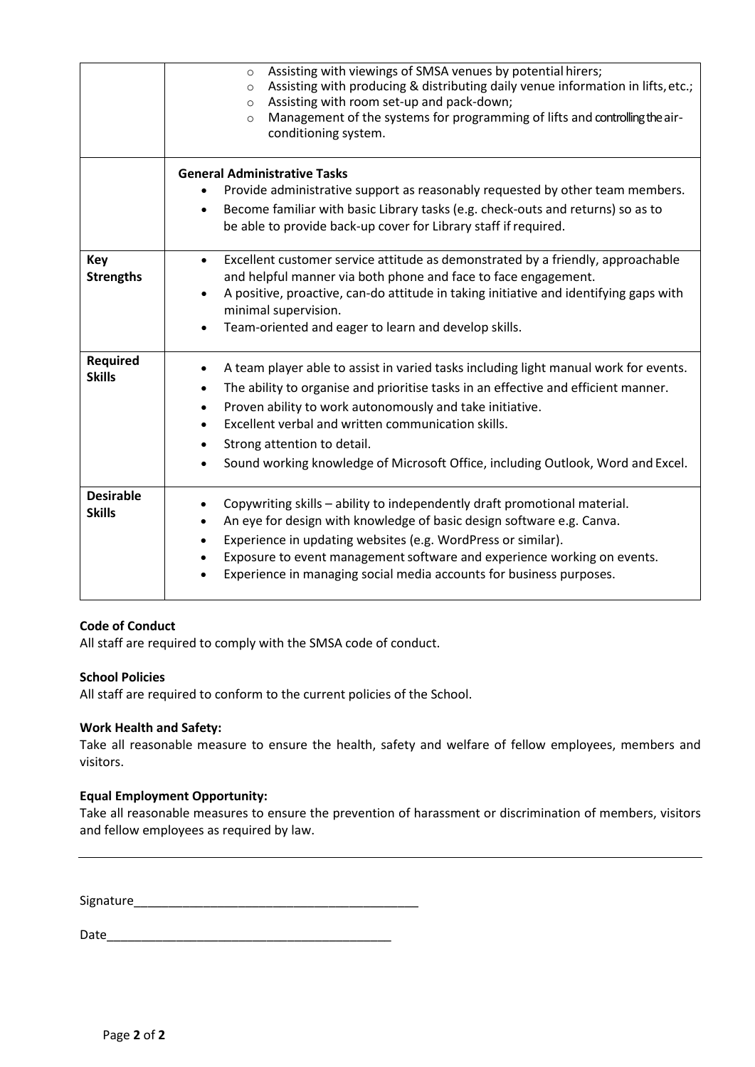| | |
|---|---|
| | ◦ Assisting with viewings of SMSA venues by potential hirers;<br>◦ Assisting with producing & distributing daily venue information in lifts, etc.;<br>◦ Assisting with room set-up and pack-down;<br>◦ Management of the systems for programming of lifts and controlling the air-conditioning system. |
| | **General Administrative Tasks**<br>• Provide administrative support as reasonably requested by other team members.<br>• Become familiar with basic Library tasks (e.g. check-outs and returns) so as to be able to provide back-up cover for Library staff if required. |
| **Key Strengths** | • Excellent customer service attitude as demonstrated by a friendly, approachable and helpful manner via both phone and face to face engagement.<br>• A positive, proactive, can-do attitude in taking initiative and identifying gaps with minimal supervision.<br>• Team-oriented and eager to learn and develop skills. |
| **Required Skills** | • A team player able to assist in varied tasks including light manual work for events.<br>• The ability to organise and prioritise tasks in an effective and efficient manner.<br>• Proven ability to work autonomously and take initiative.<br>• Excellent verbal and written communication skills.<br>• Strong attention to detail.<br>• Sound working knowledge of Microsoft Office, including Outlook, Word and Excel. |
| **Desirable Skills** | • Copywriting skills – ability to independently draft promotional material.<br>• An eye for design with knowledge of basic design software e.g. Canva.<br>• Experience in updating websites (e.g. WordPress or similar).<br>• Exposure to event management software and experience working on events.<br>• Experience in managing social media accounts for business purposes. |

**Code of Conduct**

All staff are required to comply with the SMSA code of conduct.

**School Policies**

All staff are required to conform to the current policies of the School.

**Work Health and Safety:**

Take all reasonable measure to ensure the health, safety and welfare of fellow employees, members and visitors.

**Equal Employment Opportunity:**

Take all reasonable measures to ensure the prevention of harassment or discrimination of members, visitors and fellow employees as required by law.

---

Signature__________________________________________

Date__________________________________________